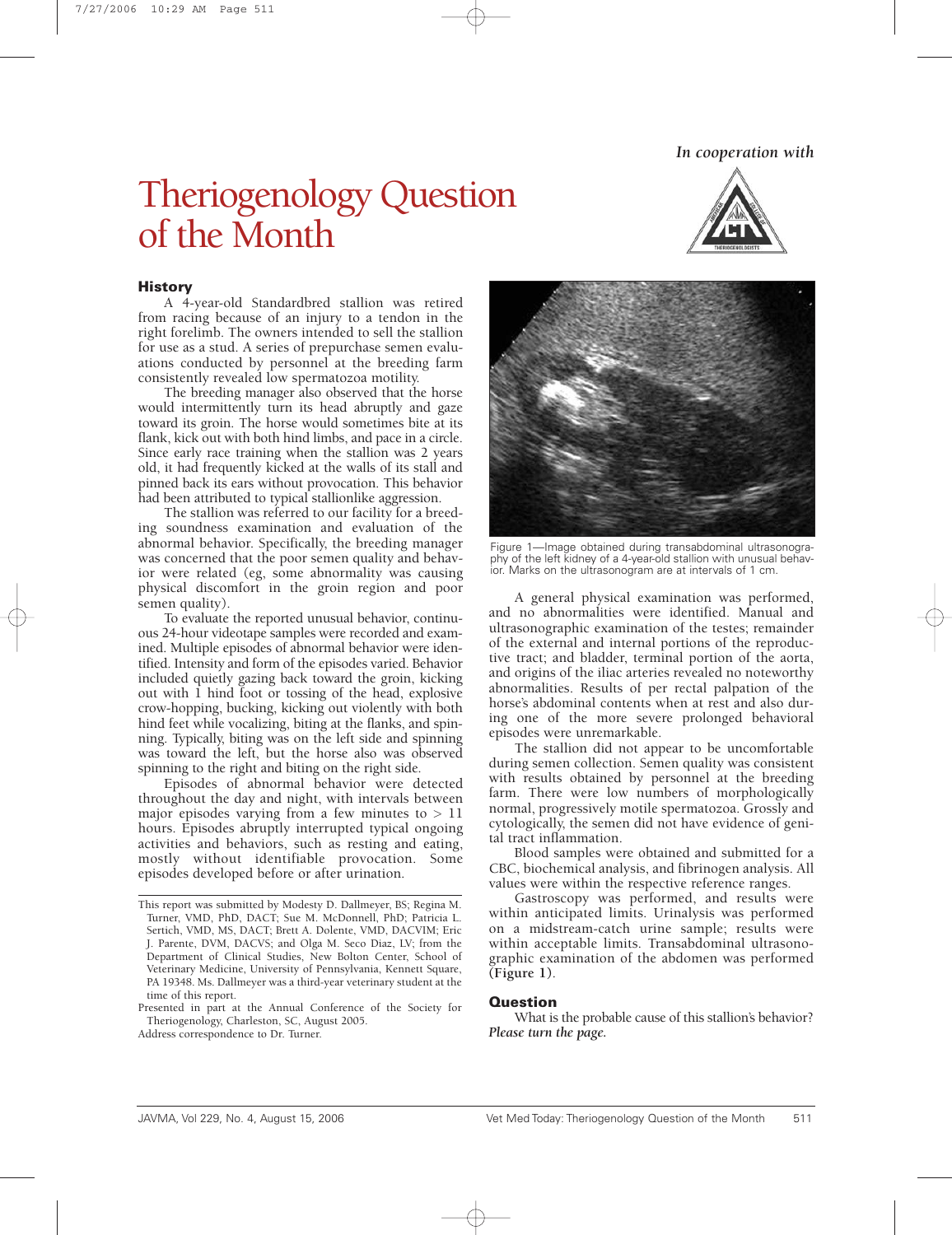*In cooperation with*

# Theriogenology Question of the Month

## History

A 4-year-old Standardbred stallion was retired from racing because of an injury to a tendon in the right forelimb. The owners intended to sell the stallion for use as a stud. A series of prepurchase semen evaluations conducted by personnel at the breeding farm consistently revealed low spermatozoa motility.

The breeding manager also observed that the horse would intermittently turn its head abruptly and gaze toward its groin. The horse would sometimes bite at its flank, kick out with both hind limbs, and pace in a circle. Since early race training when the stallion was 2 years old, it had frequently kicked at the walls of its stall and pinned back its ears without provocation. This behavior had been attributed to typical stallionlike aggression.

The stallion was referred to our facility for a breeding soundness examination and evaluation of the abnormal behavior. Specifically, the breeding manager was concerned that the poor semen quality and behavior were related (eg, some abnormality was causing physical discomfort in the groin region and poor semen quality).

To evaluate the reported unusual behavior, continuous 24-hour videotape samples were recorded and examined. Multiple episodes of abnormal behavior were identified. Intensity and form of the episodes varied. Behavior included quietly gazing back toward the groin, kicking out with 1 hind foot or tossing of the head, explosive crow-hopping, bucking, kicking out violently with both hind feet while vocalizing, biting at the flanks, and spinning. Typically, biting was on the left side and spinning was toward the left, but the horse also was observed spinning to the right and biting on the right side.

Episodes of abnormal behavior were detected throughout the day and night, with intervals between major episodes varying from a few minutes to > 11 hours. Episodes abruptly interrupted typical ongoing activities and behaviors, such as resting and eating, mostly without identifiable provocation. Some episodes developed before or after urination.

This report was submitted by Modesty D. Dallmeyer, BS; Regina M. Turner, VMD, PhD, DACT; Sue M. McDonnell, PhD; Patricia L. Sertich, VMD, MS, DACT; Brett A. Dolente, VMD, DACVIM; Eric J. Parente, DVM, DACVS; and Olga M. Seco Diaz, LV; from the Department of Clinical Studies, New Bolton Center, School of Veterinary Medicine, University of Pennsylvania, Kennett Square, PA 19348. Ms. Dallmeyer was a third-year veterinary student at the time of this report.

Presented in part at the Annual Conference of the Society for Theriogenology, Charleston, SC, August 2005.

Address correspondence to Dr. Turner.

Figure 1—Image obtained during transabdominal ultrasonography of the left kidney of a 4-year-old stallion with unusual behavior. Marks on the ultrasonogram are at intervals of 1 cm.

A general physical examination was performed, and no abnormalities were identified. Manual and ultrasonographic examination of the testes; remainder of the external and internal portions of the reproductive tract; and bladder, terminal portion of the aorta, and origins of the iliac arteries revealed no noteworthy abnormalities. Results of per rectal palpation of the horse's abdominal contents when at rest and also during one of the more severe prolonged behavioral episodes were unremarkable.

The stallion did not appear to be uncomfortable during semen collection. Semen quality was consistent with results obtained by personnel at the breeding farm. There were low numbers of morphologically normal, progressively motile spermatozoa. Grossly and cytologically, the semen did not have evidence of genital tract inflammation.

Blood samples were obtained and submitted for a CBC, biochemical analysis, and fibrinogen analysis. All values were within the respective reference ranges.

Gastroscopy was performed, and results were within anticipated limits. Urinalysis was performed on a midstream-catch urine sample; results were within acceptable limits. Transabdominal ultrasonographic examination of the abdomen was performed (**Figure 1**).

## Question

What is the probable cause of this stallion's behavior?

***Please turn the page.***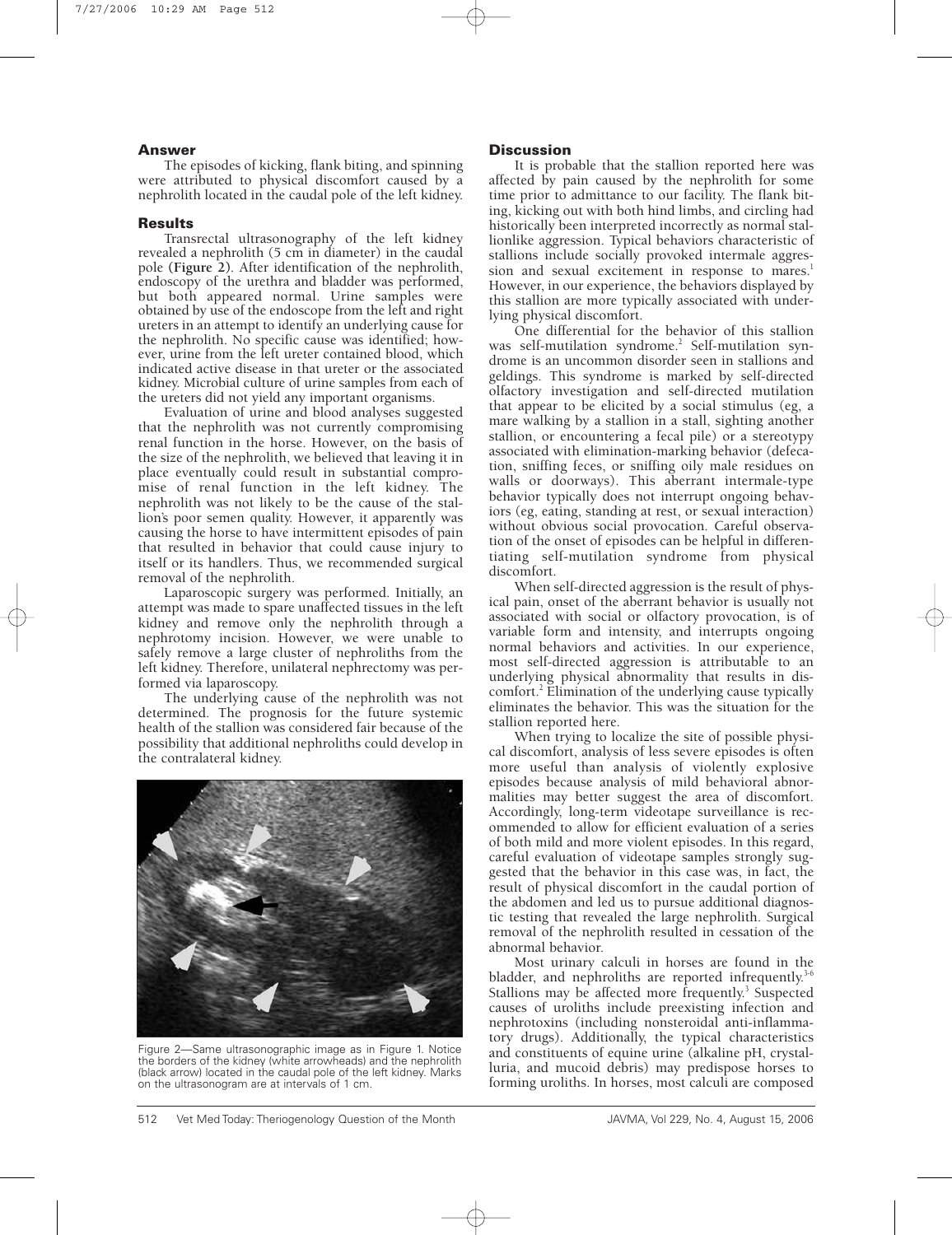## Answer

The episodes of kicking, flank biting, and spinning were attributed to physical discomfort caused by a nephrolith located in the caudal pole of the left kidney.

## Results

Transrectal ultrasonography of the left kidney revealed a nephrolith (5 cm in diameter) in the caudal pole (**Figure 2**). After identification of the nephrolith, endoscopy of the urethra and bladder was performed, but both appeared normal. Urine samples were obtained by use of the endoscope from the left and right ureters in an attempt to identify an underlying cause for the nephrolith. No specific cause was identified; however, urine from the left ureter contained blood, which indicated active disease in that ureter or the associated kidney. Microbial culture of urine samples from each of the ureters did not yield any important organisms.

Evaluation of urine and blood analyses suggested that the nephrolith was not currently compromising renal function in the horse. However, on the basis of the size of the nephrolith, we believed that leaving it in place eventually could result in substantial compromise of renal function in the left kidney. The nephrolith was not likely to be the cause of the stallion's poor semen quality. However, it apparently was causing the horse to have intermittent episodes of pain that resulted in behavior that could cause injury to itself or its handlers. Thus, we recommended surgical removal of the nephrolith.

Laparoscopic surgery was performed. Initially, an attempt was made to spare unaffected tissues in the left kidney and remove only the nephrolith through a nephrotomy incision. However, we were unable to safely remove a large cluster of nephroliths from the left kidney. Therefore, unilateral nephrectomy was performed via laparoscopy.

The underlying cause of the nephrolith was not determined. The prognosis for the future systemic health of the stallion was considered fair because of the possibility that additional nephroliths could develop in the contralateral kidney.

Figure 2—Same ultrasonographic image as in Figure 1. Notice the borders of the kidney (white arrowheads) and the nephrolith (black arrow) located in the caudal pole of the left kidney. Marks on the ultrasonogram are at intervals of 1 cm.

## Discussion

It is probable that the stallion reported here was affected by pain caused by the nephrolith for some time prior to admittance to our facility. The flank biting, kicking out with both hind limbs, and circling had historically been interpreted incorrectly as normal stallionlike aggression. Typical behaviors characteristic of stallions include socially provoked intermale aggression and sexual excitement in response to mares.[1] However, in our experience, the behaviors displayed by this stallion are more typically associated with underlying physical discomfort.

One differential for the behavior of this stallion was self-mutilation syndrome.[2] Self-mutilation syndrome is an uncommon disorder seen in stallions and geldings. This syndrome is marked by self-directed olfactory investigation and self-directed mutilation that appear to be elicited by a social stimulus (eg, a mare walking by a stallion in a stall, sighting another stallion, or encountering a fecal pile) or a stereotypy associated with elimination-marking behavior (defecation, sniffing feces, or sniffing oily male residues on walls or doorways). This aberrant intermale-type behavior typically does not interrupt ongoing behaviors (eg, eating, standing at rest, or sexual interaction) without obvious social provocation. Careful observation of the onset of episodes can be helpful in differentiating self-mutilation syndrome from physical discomfort.

When self-directed aggression is the result of physical pain, onset of the aberrant behavior is usually not associated with social or olfactory provocation, is of variable form and intensity, and interrupts ongoing normal behaviors and activities. In our experience, most self-directed aggression is attributable to an underlying physical abnormality that results in discomfort.[2] Elimination of the underlying cause typically eliminates the behavior. This was the situation for the stallion reported here.

When trying to localize the site of possible physical discomfort, analysis of less severe episodes is often more useful than analysis of violently explosive episodes because analysis of mild behavioral abnormalities may better suggest the area of discomfort. Accordingly, long-term videotape surveillance is recommended to allow for efficient evaluation of a series of both mild and more violent episodes. In this regard, careful evaluation of videotape samples strongly suggested that the behavior in this case was, in fact, the result of physical discomfort in the caudal portion of the abdomen and led us to pursue additional diagnostic testing that revealed the large nephrolith. Surgical removal of the nephrolith resulted in cessation of the abnormal behavior.

Most urinary calculi in horses are found in the bladder, and nephroliths are reported infrequently.[3-6] Stallions may be affected more frequently.[3] Suspected causes of uroliths include preexisting infection and nephrotoxins (including nonsteroidal anti-inflammatory drugs). Additionally, the typical characteristics and constituents of equine urine (alkaline pH, crystalluria, and mucoid debris) may predispose horses to forming uroliths. In horses, most calculi are composed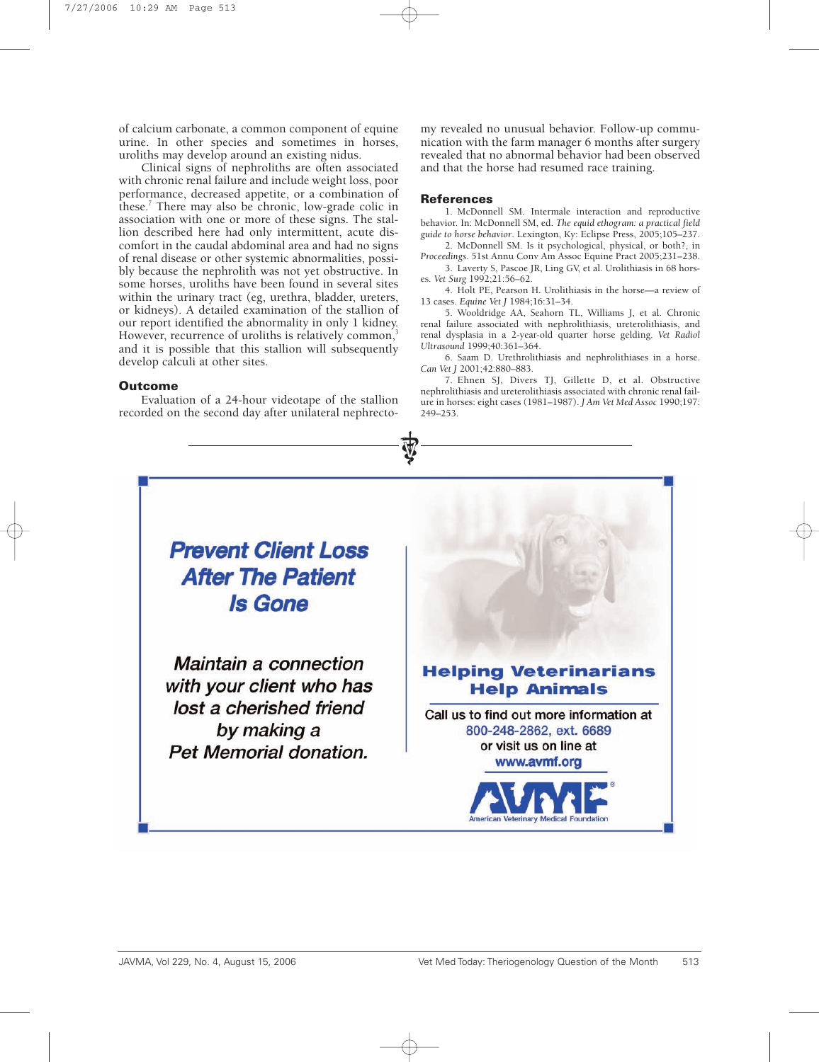of calcium carbonate, a common component of equine urine. In other species and sometimes in horses, uroliths may develop around an existing nidus.

Clinical signs of nephroliths are often associated with chronic renal failure and include weight loss, poor performance, decreased appetite, or a combination of these.[7] There may also be chronic, low-grade colic in association with one or more of these signs. The stallion described here had only intermittent, acute discomfort in the caudal abdominal area and had no signs of renal disease or other systemic abnormalities, possibly because the nephrolith was not yet obstructive. In some horses, uroliths have been found in several sites within the urinary tract (eg, urethra, bladder, ureters, or kidneys). A detailed examination of the stallion of our report identified the abnormality in only 1 kidney. However, recurrence of uroliths is relatively common,[3] and it is possible that this stallion will subsequently develop calculi at other sites.

### Outcome

Evaluation of a 24-hour videotape of the stallion recorded on the second day after unilateral nephrectomy revealed no unusual behavior. Follow-up communication with the farm manager 6 months after surgery revealed that no abnormal behavior had been observed and that the horse had resumed race training.

## References

1. McDonnell SM. Intermale interaction and reproductive behavior. In: McDonnell SM, ed. *The equid ethogram: a practical field guide to horse behavior*. Lexington, Ky: Eclipse Press, 2005;105–237.
2. McDonnell SM. Is it psychological, physical, or both?, in *Proceedings*. 51st Annu Conv Am Assoc Equine Pract 2005;231–238.
3. Laverty S, Pascoe JR, Ling GV, et al. Urolithiasis in 68 horses. *Vet Surg* 1992;21:56–62.
4. Holt PE, Pearson H. Urolithiasis in the horse—a review of 13 cases. *Equine Vet J* 1984;16:31–34.
5. Wooldridge AA, Seahorn TL, Williams J, et al. Chronic renal failure associated with nephrolithiasis, ureterolithiasis, and renal dysplasia in a 2-year-old quarter horse gelding. *Vet Radiol Ultrasound* 1999;40:361–364.
6. Saam D. Urethrolithiasis and nephrolithiases in a horse. *Can Vet J* 2001;42:880–883.
7. Ehnen SJ, Divers TJ, Gillette D, et al. Obstructive nephrolithiasis and ureterolithiasis associated with chronic renal failure in horses: eight cases (1981–1987). *J Am Vet Med Assoc* 1990;197:249–253.

---

**Prevent Client Loss After The Patient Is Gone**

*Maintain a connection with your client who has lost a cherished friend by making a Pet Memorial donation.*

**Helping Veterinarians Help Animals**

Call us to find out more information at
800-248-2862, ext. 6689
or visit us on line at
www.avmf.org

AVMF
American Veterinary Medical Foundation